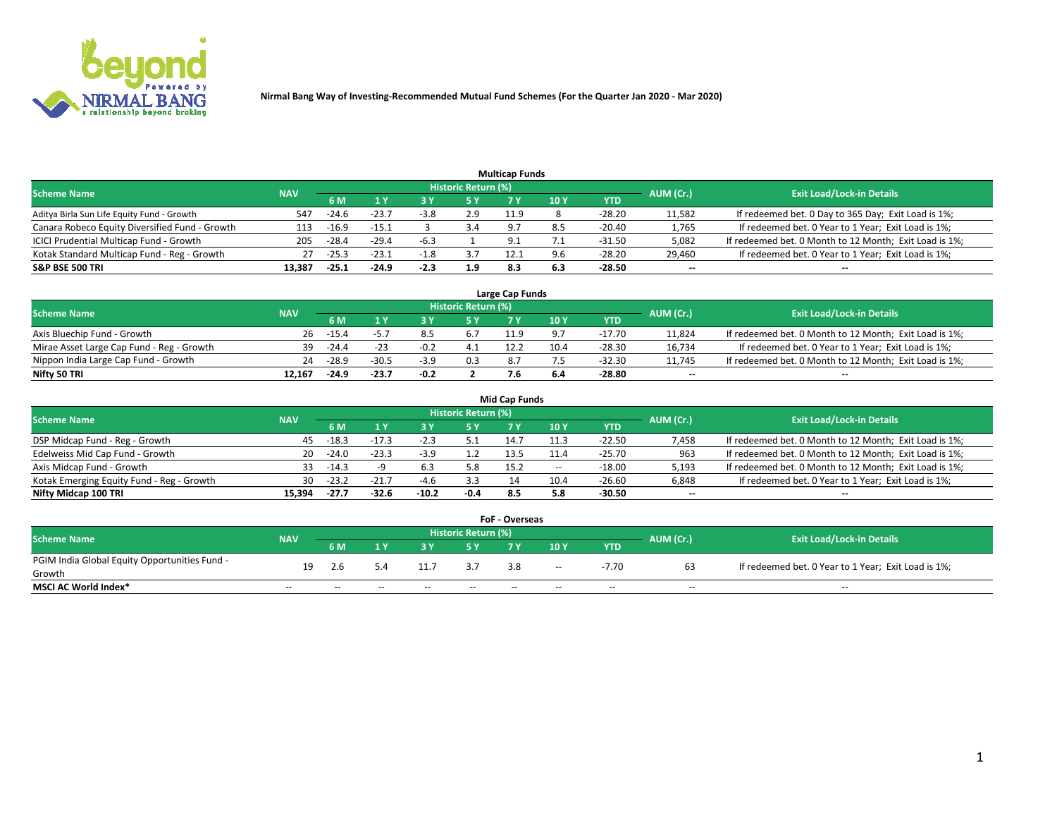Nirmal Bang Way of Investing-Recommended Mutual Fund Schemes (For the Quarter Jan 2020 - Mar 2020)

## Multicap Funds

| Scheme Name | NAV | Historic Return (%) | | | | | | | AUM (Cr.) | Exit Load/Lock-in Details |
|---|---|---|---|---|---|---|---|---|---|---|
| | | 6 M | 1 Y | 3 Y | 5 Y | 7 Y | 10 Y | YTD | | |
| Aditya Birla Sun Life Equity Fund - Growth | 547 | -24.6 | -23.7 | -3.8 | 2.9 | 11.9 | 8 | -28.20 | 11,582 | If redeemed bet. 0 Day to 365 Day; Exit Load is 1%; |
| Canara Robeco Equity Diversified Fund - Growth | 113 | -16.9 | -15.1 | 3 | 3.4 | 9.7 | 8.5 | -20.40 | 1,765 | If redeemed bet. 0 Year to 1 Year; Exit Load is 1%; |
| ICICI Prudential Multicap Fund - Growth | 205 | -28.4 | -29.4 | -6.3 | 1 | 9.1 | 7.1 | -31.50 | 5,082 | If redeemed bet. 0 Month to 12 Month; Exit Load is 1%; |
| Kotak Standard Multicap Fund - Reg - Growth | 27 | -25.3 | -23.1 | -1.8 | 3.7 | 12.1 | 9.6 | -28.20 | 29,460 | If redeemed bet. 0 Year to 1 Year; Exit Load is 1%; |
| **S&P BSE 500 TRI** | **13,387** | **-25.1** | **-24.9** | **-2.3** | **1.9** | **8.3** | **6.3** | **-28.50** | **--** | **--** |

## Large Cap Funds

| Scheme Name | NAV | Historic Return (%) | | | | | | | AUM (Cr.) | Exit Load/Lock-in Details |
|---|---|---|---|---|---|---|---|---|---|---|
| | | 6 M | 1 Y | 3 Y | 5 Y | 7 Y | 10 Y | YTD | | |
| Axis Bluechip Fund - Growth | 26 | -15.4 | -5.7 | 8.5 | 6.7 | 11.9 | 9.7 | -17.70 | 11,824 | If redeemed bet. 0 Month to 12 Month; Exit Load is 1%; |
| Mirae Asset Large Cap Fund - Reg - Growth | 39 | -24.4 | -23 | -0.2 | 4.1 | 12.2 | 10.4 | -28.30 | 16,734 | If redeemed bet. 0 Year to 1 Year; Exit Load is 1%; |
| Nippon India Large Cap Fund - Growth | 24 | -28.9 | -30.5 | -3.9 | 0.3 | 8.7 | 7.5 | -32.30 | 11,745 | If redeemed bet. 0 Month to 12 Month; Exit Load is 1%; |
| **Nifty 50 TRI** | **12,167** | **-24.9** | **-23.7** | **-0.2** | **2** | **7.6** | **6.4** | **-28.80** | **--** | **--** |

## Mid Cap Funds

| Scheme Name | NAV | Historic Return (%) | | | | | | | AUM (Cr.) | Exit Load/Lock-in Details |
|---|---|---|---|---|---|---|---|---|---|---|
| | | 6 M | 1 Y | 3 Y | 5 Y | 7 Y | 10 Y | YTD | | |
| DSP Midcap Fund - Reg - Growth | 45 | -18.3 | -17.3 | -2.3 | 5.1 | 14.7 | 11.3 | -22.50 | 7,458 | If redeemed bet. 0 Month to 12 Month; Exit Load is 1%; |
| Edelweiss Mid Cap Fund - Growth | 20 | -24.0 | -23.3 | -3.9 | 1.2 | 13.5 | 11.4 | -25.70 | 963 | If redeemed bet. 0 Month to 12 Month; Exit Load is 1%; |
| Axis Midcap Fund - Growth | 33 | -14.3 | -9 | 6.3 | 5.8 | 15.2 | -- | -18.00 | 5,193 | If redeemed bet. 0 Month to 12 Month; Exit Load is 1%; |
| Kotak Emerging Equity Fund - Reg - Growth | 30 | -23.2 | -21.7 | -4.6 | 3.3 | 14 | 10.4 | -26.60 | 6,848 | If redeemed bet. 0 Year to 1 Year; Exit Load is 1%; |
| **Nifty Midcap 100 TRI** | **15,394** | **-27.7** | **-32.6** | **-10.2** | **-0.4** | **8.5** | **5.8** | **-30.50** | **--** | **--** |

## FoF - Overseas

| Scheme Name | NAV | Historic Return (%) | | | | | | | AUM (Cr.) | Exit Load/Lock-in Details |
|---|---|---|---|---|---|---|---|---|---|---|
| | | 6 M | 1 Y | 3 Y | 5 Y | 7 Y | 10 Y | YTD | | |
| PGIM India Global Equity Opportunities Fund - Growth | 19 | 2.6 | 5.4 | 11.7 | 3.7 | 3.8 | -- | -7.70 | 63 | If redeemed bet. 0 Year to 1 Year; Exit Load is 1%; |
| **MSCI AC World Index*** | -- | -- | -- | -- | -- | -- | -- | -- | -- | -- |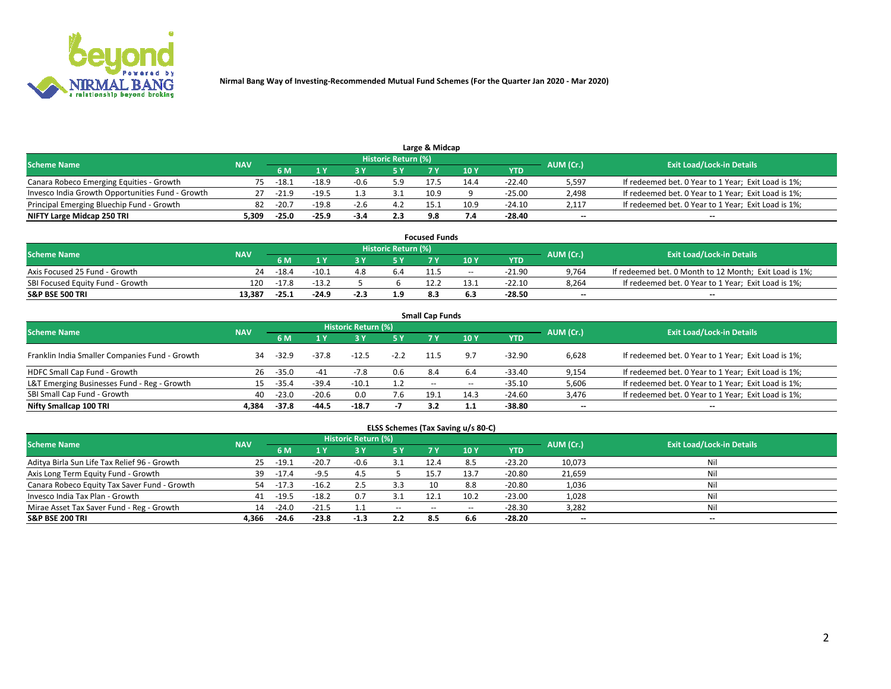Nirmal Bang Way of Investing-Recommended Mutual Fund Schemes (For the Quarter Jan 2020 - Mar 2020)

## Large & Midcap

| Scheme Name | NAV | Historic Return (%) | | | | | | | AUM (Cr.) | Exit Load/Lock-in Details |
|---|---|---|---|---|---|---|---|---|---|---|
| | | 6 M | 1 Y | 3 Y | 5 Y | 7 Y | 10 Y | YTD | | |
| Canara Robeco Emerging Equities - Growth | 75 | -18.1 | -18.9 | -0.6 | 5.9 | 17.5 | 14.4 | -22.40 | 5,597 | If redeemed bet. 0 Year to 1 Year; Exit Load is 1%; |
| Invesco India Growth Opportunities Fund - Growth | 27 | -21.9 | -19.5 | 1.3 | 3.1 | 10.9 | 9 | -25.00 | 2,498 | If redeemed bet. 0 Year to 1 Year; Exit Load is 1%; |
| Principal Emerging Bluechip Fund - Growth | 82 | -20.7 | -19.8 | -2.6 | 4.2 | 15.1 | 10.9 | -24.10 | 2,117 | If redeemed bet. 0 Year to 1 Year; Exit Load is 1%; |
| **NIFTY Large Midcap 250 TRI** | **5,309** | **-25.0** | **-25.9** | **-3.4** | **2.3** | **9.8** | **7.4** | **-28.40** | **--** | **--** |

## Focused Funds

| Scheme Name | NAV | Historic Return (%) | | | | | | | AUM (Cr.) | Exit Load/Lock-in Details |
|---|---|---|---|---|---|---|---|---|---|---|
| | | 6 M | 1 Y | 3 Y | 5 Y | 7 Y | 10 Y | YTD | | |
| Axis Focused 25 Fund - Growth | 24 | -18.4 | -10.1 | 4.8 | 6.4 | 11.5 | -- | -21.90 | 9,764 | If redeemed bet. 0 Month to 12 Month; Exit Load is 1%; |
| SBI Focused Equity Fund - Growth | 120 | -17.8 | -13.2 | 5 | 6 | 12.2 | 13.1 | -22.10 | 8,264 | If redeemed bet. 0 Year to 1 Year; Exit Load is 1%; |
| **S&P BSE 500 TRI** | **13,387** | **-25.1** | **-24.9** | **-2.3** | **1.9** | **8.3** | **6.3** | **-28.50** | **--** | **--** |

## Small Cap Funds

| Scheme Name | NAV | Historic Return (%) | | | | | | | AUM (Cr.) | Exit Load/Lock-in Details |
|---|---|---|---|---|---|---|---|---|---|---|
| | | 6 M | 1 Y | 3 Y | 5 Y | 7 Y | 10 Y | YTD | | |
| Franklin India Smaller Companies Fund - Growth | 34 | -32.9 | -37.8 | -12.5 | -2.2 | 11.5 | 9.7 | -32.90 | 6,628 | If redeemed bet. 0 Year to 1 Year; Exit Load is 1%; |
| HDFC Small Cap Fund - Growth | 26 | -35.0 | -41 | -7.8 | 0.6 | 8.4 | 6.4 | -33.40 | 9,154 | If redeemed bet. 0 Year to 1 Year; Exit Load is 1%; |
| L&T Emerging Businesses Fund - Reg - Growth | 15 | -35.4 | -39.4 | -10.1 | 1.2 | -- | -- | -35.10 | 5,606 | If redeemed bet. 0 Year to 1 Year; Exit Load is 1%; |
| SBI Small Cap Fund - Growth | 40 | -23.0 | -20.6 | 0.0 | 7.6 | 19.1 | 14.3 | -24.60 | 3,476 | If redeemed bet. 0 Year to 1 Year; Exit Load is 1%; |
| **Nifty Smallcap 100 TRI** | **4,384** | **-37.8** | **-44.5** | **-18.7** | **-7** | **3.2** | **1.1** | **-38.80** | **--** | **--** |

## ELSS Schemes (Tax Saving u/s 80-C)

| Scheme Name | NAV | Historic Return (%) | | | | | | | AUM (Cr.) | Exit Load/Lock-in Details |
|---|---|---|---|---|---|---|---|---|---|---|
| | | 6 M | 1 Y | 3 Y | 5 Y | 7 Y | 10 Y | YTD | | |
| Aditya Birla Sun Life Tax Relief 96 - Growth | 25 | -19.1 | -20.7 | -0.6 | 3.1 | 12.4 | 8.5 | -23.20 | 10,073 | Nil |
| Axis Long Term Equity Fund - Growth | 39 | -17.4 | -9.5 | 4.5 | 5 | 15.7 | 13.7 | -20.80 | 21,659 | Nil |
| Canara Robeco Equity Tax Saver Fund - Growth | 54 | -17.3 | -16.2 | 2.5 | 3.3 | 10 | 8.8 | -20.80 | 1,036 | Nil |
| Invesco India Tax Plan - Growth | 41 | -19.5 | -18.2 | 0.7 | 3.1 | 12.1 | 10.2 | -23.00 | 1,028 | Nil |
| Mirae Asset Tax Saver Fund - Reg - Growth | 14 | -24.0 | -21.5 | 1.1 | -- | -- | -- | -28.30 | 3,282 | Nil |
| **S&P BSE 200 TRI** | **4,366** | **-24.6** | **-23.8** | **-1.3** | **2.2** | **8.5** | **6.6** | **-28.20** | **--** | **--** |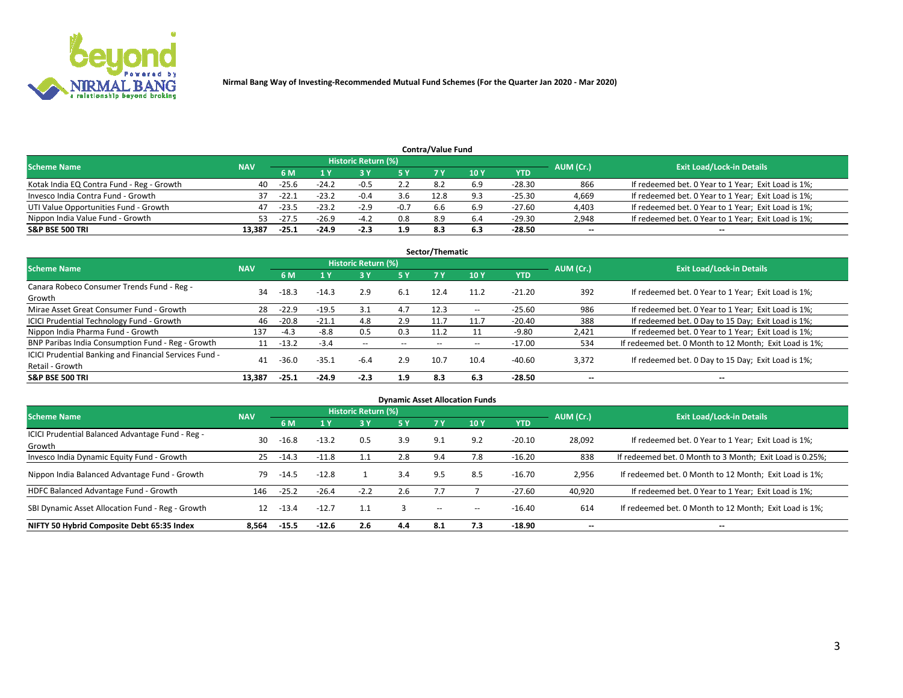Nirmal Bang Way of Investing-Recommended Mutual Fund Schemes (For the Quarter Jan 2020 - Mar 2020)

## Contra/Value Fund

| Scheme Name | NAV | Historic Return (%) | | | | | | | AUM (Cr.) | Exit Load/Lock-in Details |
|---|---|---|---|---|---|---|---|---|---|---|
| | | 6 M | 1 Y | 3 Y | 5 Y | 7 Y | 10 Y | YTD | | |
| Kotak India EQ Contra Fund - Reg - Growth | 40 | -25.6 | -24.2 | -0.5 | 2.2 | 8.2 | 6.9 | -28.30 | 866 | If redeemed bet. 0 Year to 1 Year; Exit Load is 1%; |
| Invesco India Contra Fund - Growth | 37 | -22.1 | -23.2 | -0.4 | 3.6 | 12.8 | 9.3 | -25.30 | 4,669 | If redeemed bet. 0 Year to 1 Year; Exit Load is 1%; |
| UTI Value Opportunities Fund - Growth | 47 | -23.5 | -23.2 | -2.9 | -0.7 | 6.6 | 6.9 | -27.60 | 4,403 | If redeemed bet. 0 Year to 1 Year; Exit Load is 1%; |
| Nippon India Value Fund - Growth | 53 | -27.5 | -26.9 | -4.2 | 0.8 | 8.9 | 6.4 | -29.30 | 2,948 | If redeemed bet. 0 Year to 1 Year; Exit Load is 1%; |
| **S&P BSE 500 TRI** | **13,387** | **-25.1** | **-24.9** | **-2.3** | **1.9** | **8.3** | **6.3** | **-28.50** | **--** | **--** |

## Sector/Thematic

| Scheme Name | NAV | Historic Return (%) | | | | | | | AUM (Cr.) | Exit Load/Lock-in Details |
|---|---|---|---|---|---|---|---|---|---|---|
| | | 6 M | 1 Y | 3 Y | 5 Y | 7 Y | 10 Y | YTD | | |
| Canara Robeco Consumer Trends Fund - Reg - Growth | 34 | -18.3 | -14.3 | 2.9 | 6.1 | 12.4 | 11.2 | -21.20 | 392 | If redeemed bet. 0 Year to 1 Year; Exit Load is 1%; |
| Mirae Asset Great Consumer Fund - Growth | 28 | -22.9 | -19.5 | 3.1 | 4.7 | 12.3 | -- | -25.60 | 986 | If redeemed bet. 0 Year to 1 Year; Exit Load is 1%; |
| ICICI Prudential Technology Fund - Growth | 46 | -20.8 | -21.1 | 4.8 | 2.9 | 11.7 | 11.7 | -20.40 | 388 | If redeemed bet. 0 Day to 15 Day; Exit Load is 1%; |
| Nippon India Pharma Fund - Growth | 137 | -4.3 | -8.8 | 0.5 | 0.3 | 11.2 | 11 | -9.80 | 2,421 | If redeemed bet. 0 Year to 1 Year; Exit Load is 1%; |
| BNP Paribas India Consumption Fund - Reg - Growth | 11 | -13.2 | -3.4 | -- | -- | -- | -- | -17.00 | 534 | If redeemed bet. 0 Month to 12 Month; Exit Load is 1%; |
| ICICI Prudential Banking and Financial Services Fund - Retail - Growth | 41 | -36.0 | -35.1 | -6.4 | 2.9 | 10.7 | 10.4 | -40.60 | 3,372 | If redeemed bet. 0 Day to 15 Day; Exit Load is 1%; |
| **S&P BSE 500 TRI** | **13,387** | **-25.1** | **-24.9** | **-2.3** | **1.9** | **8.3** | **6.3** | **-28.50** | **--** | **--** |

## Dynamic Asset Allocation Funds

| Scheme Name | NAV | Historic Return (%) | | | | | | | AUM (Cr.) | Exit Load/Lock-in Details |
|---|---|---|---|---|---|---|---|---|---|---|
| | | 6 M | 1 Y | 3 Y | 5 Y | 7 Y | 10 Y | YTD | | |
| ICICI Prudential Balanced Advantage Fund - Reg - Growth | 30 | -16.8 | -13.2 | 0.5 | 3.9 | 9.1 | 9.2 | -20.10 | 28,092 | If redeemed bet. 0 Year to 1 Year; Exit Load is 1%; |
| Invesco India Dynamic Equity Fund - Growth | 25 | -14.3 | -11.8 | 1.1 | 2.8 | 9.4 | 7.8 | -16.20 | 838 | If redeemed bet. 0 Month to 3 Month; Exit Load is 0.25%; |
| Nippon India Balanced Advantage Fund - Growth | 79 | -14.5 | -12.8 | 1 | 3.4 | 9.5 | 8.5 | -16.70 | 2,956 | If redeemed bet. 0 Month to 12 Month; Exit Load is 1%; |
| HDFC Balanced Advantage Fund - Growth | 146 | -25.2 | -26.4 | -2.2 | 2.6 | 7.7 | 7 | -27.60 | 40,920 | If redeemed bet. 0 Year to 1 Year; Exit Load is 1%; |
| SBI Dynamic Asset Allocation Fund - Reg - Growth | 12 | -13.4 | -12.7 | 1.1 | 3 | -- | -- | -16.40 | 614 | If redeemed bet. 0 Month to 12 Month; Exit Load is 1%; |
| **NIFTY 50 Hybrid Composite Debt 65:35 Index** | **8,564** | **-15.5** | **-12.6** | **2.6** | **4.4** | **8.1** | **7.3** | **-18.90** | **--** | **--** |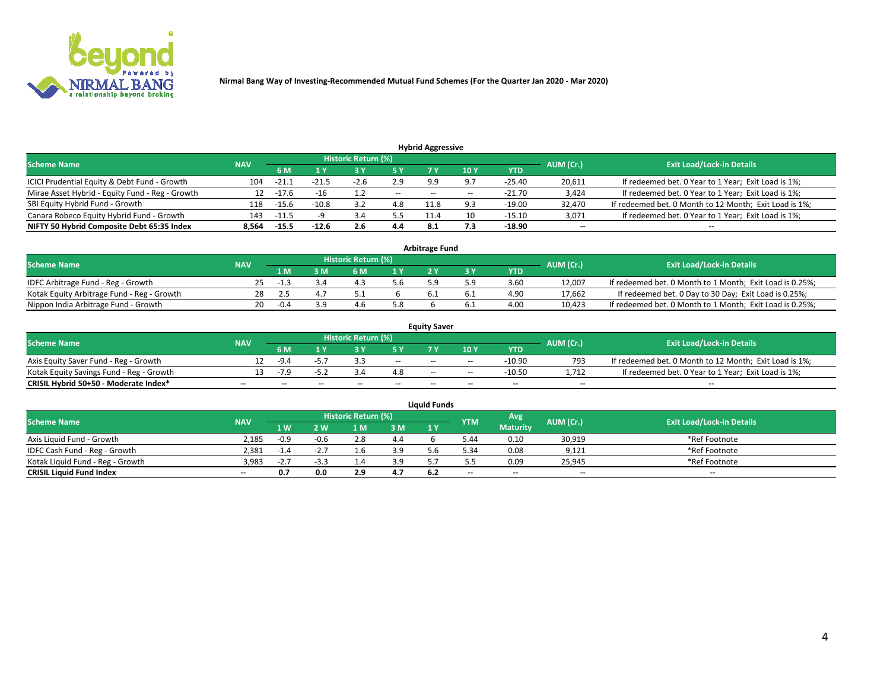**Nirmal Bang Way of Investing-Recommended Mutual Fund Schemes (For the Quarter Jan 2020 - Mar 2020)**

### Hybrid Aggressive

| Scheme Name | NAV | Historic Return (%) | | | | | | | AUM (Cr.) | Exit Load/Lock-in Details |
|---|---|---|---|---|---|---|---|---|---|---|
| | | 6 M | 1 Y | 3 Y | 5 Y | 7 Y | 10 Y | YTD | | |
| ICICI Prudential Equity & Debt Fund - Growth | 104 | -21.1 | -21.5 | -2.6 | 2.9 | 9.9 | 9.7 | -25.40 | 20,611 | If redeemed bet. 0 Year to 1 Year; Exit Load is 1%; |
| Mirae Asset Hybrid - Equity Fund - Reg - Growth | 12 | -17.6 | -16 | 1.2 | -- | -- | -- | -21.70 | 3,424 | If redeemed bet. 0 Year to 1 Year; Exit Load is 1%; |
| SBI Equity Hybrid Fund - Growth | 118 | -15.6 | -10.8 | 3.2 | 4.8 | 11.8 | 9.3 | -19.00 | 32,470 | If redeemed bet. 0 Month to 12 Month; Exit Load is 1%; |
| Canara Robeco Equity Hybrid Fund - Growth | 143 | -11.5 | -9 | 3.4 | 5.5 | 11.4 | 10 | -15.10 | 3,071 | If redeemed bet. 0 Year to 1 Year; Exit Load is 1%; |
| **NIFTY 50 Hybrid Composite Debt 65:35 Index** | **8,564** | **-15.5** | **-12.6** | **2.6** | **4.4** | **8.1** | **7.3** | **-18.90** | **--** | **--** |

### Arbitrage Fund

| Scheme Name | NAV | Historic Return (%) | | | | | | | AUM (Cr.) | Exit Load/Lock-in Details |
|---|---|---|---|---|---|---|---|---|---|---|
| | | 1 M | 3 M | 6 M | 1 Y | 2 Y | 3 Y | YTD | | |
| IDFC Arbitrage Fund - Reg - Growth | 25 | -1.3 | 3.4 | 4.3 | 5.6 | 5.9 | 5.9 | 3.60 | 12,007 | If redeemed bet. 0 Month to 1 Month; Exit Load is 0.25%; |
| Kotak Equity Arbitrage Fund - Reg - Growth | 28 | 2.5 | 4.7 | 5.1 | 6 | 6.1 | 6.1 | 4.90 | 17,662 | If redeemed bet. 0 Day to 30 Day; Exit Load is 0.25%; |
| Nippon India Arbitrage Fund - Growth | 20 | -0.4 | 3.9 | 4.6 | 5.8 | 6 | 6.1 | 4.00 | 10,423 | If redeemed bet. 0 Month to 1 Month; Exit Load is 0.25%; |

### Equity Saver

| Scheme Name | NAV | Historic Return (%) | | | | | | | AUM (Cr.) | Exit Load/Lock-in Details |
|---|---|---|---|---|---|---|---|---|---|---|
| | | 6 M | 1 Y | 3 Y | 5 Y | 7 Y | 10 Y | YTD | | |
| Axis Equity Saver Fund - Reg - Growth | 12 | -9.4 | -5.7 | 3.3 | -- | -- | -- | -10.90 | 793 | If redeemed bet. 0 Month to 12 Month; Exit Load is 1%; |
| Kotak Equity Savings Fund - Reg - Growth | 13 | -7.9 | -5.2 | 3.4 | 4.8 | -- | -- | -10.50 | 1,712 | If redeemed bet. 0 Year to 1 Year; Exit Load is 1%; |
| **CRISIL Hybrid 50+50 - Moderate Index*** | **--** | **--** | **--** | **--** | **--** | **--** | **--** | **--** | **--** | **--** |

### Liquid Funds

| Scheme Name | NAV | Historic Return (%) | | | | | YTM | Avg Maturity | AUM (Cr.) | Exit Load/Lock-in Details |
|---|---|---|---|---|---|---|---|---|---|---|
| | | 1 W | 2 W | 1 M | 3 M | 1 Y | | | | |
| Axis Liquid Fund - Growth | 2,185 | -0.9 | -0.6 | 2.8 | 4.4 | 6 | 5.44 | 0.10 | 30,919 | *Ref Footnote |
| IDFC Cash Fund - Reg - Growth | 2,381 | -1.4 | -2.7 | 1.6 | 3.9 | 5.6 | 5.34 | 0.08 | 9,121 | *Ref Footnote |
| Kotak Liquid Fund - Reg - Growth | 3,983 | -2.7 | -3.3 | 1.4 | 3.9 | 5.7 | 5.5 | 0.09 | 25,945 | *Ref Footnote |
| **CRISIL Liquid Fund Index** | **--** | **0.7** | **0.0** | **2.9** | **4.7** | **6.2** | **--** | **--** | **--** | **--** |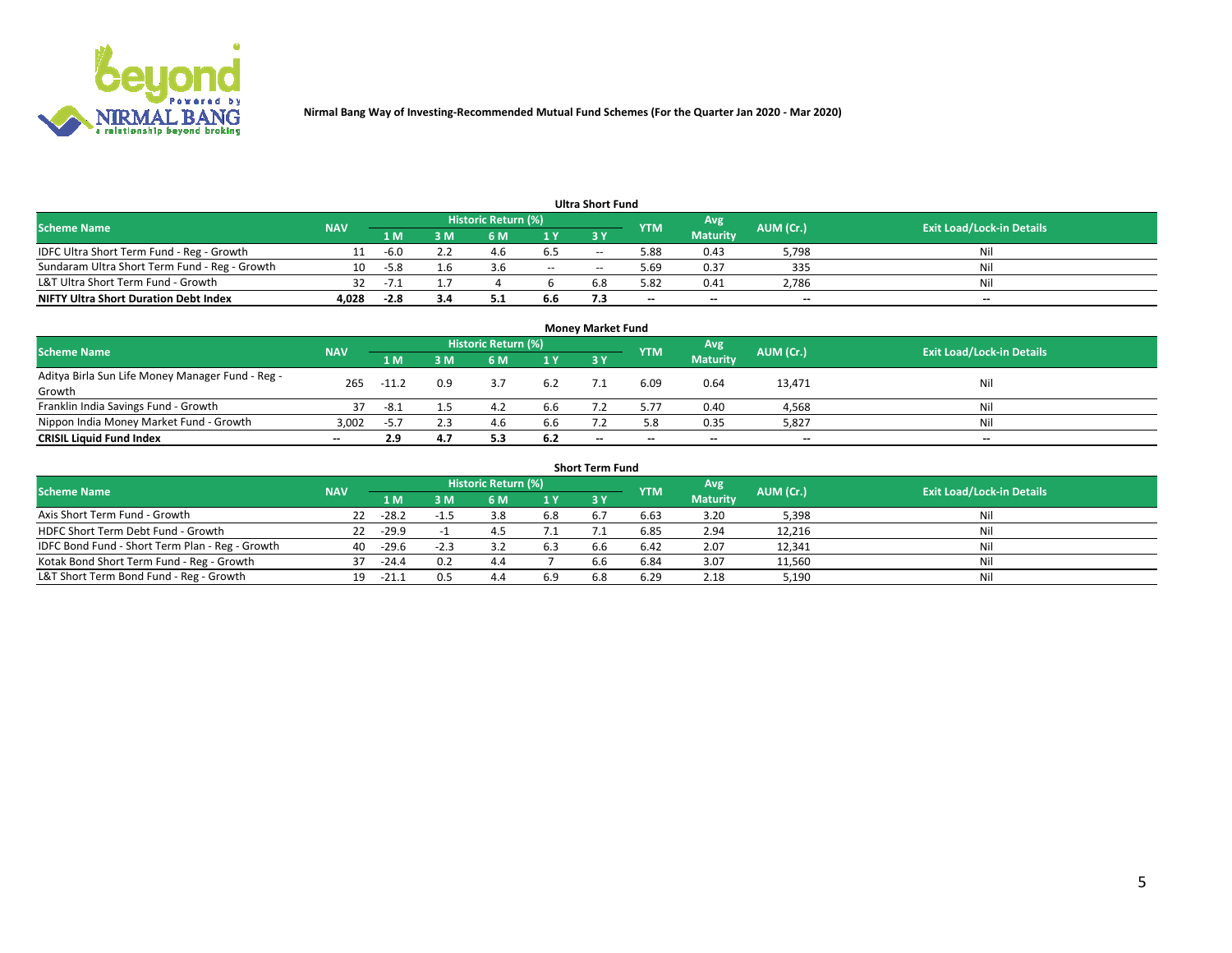Nirmal Bang Way of Investing-Recommended Mutual Fund Schemes (For the Quarter Jan 2020 - Mar 2020)

### Ultra Short Fund

| Scheme Name | NAV | Historic Return (%) | | | | | YTM | Avg Maturity | AUM (Cr.) | Exit Load/Lock-in Details |
|---|---|---|---|---|---|---|---|---|---|---|
| | | 1 M | 3 M | 6 M | 1 Y | 3 Y | | | | |
| IDFC Ultra Short Term Fund - Reg - Growth | 11 | -6.0 | 2.2 | 4.6 | 6.5 | -- | 5.88 | 0.43 | 5,798 | Nil |
| Sundaram Ultra Short Term Fund - Reg - Growth | 10 | -5.8 | 1.6 | 3.6 | -- | -- | 5.69 | 0.37 | 335 | Nil |
| L&T Ultra Short Term Fund - Growth | 32 | -7.1 | 1.7 | 4 | 6 | 6.8 | 5.82 | 0.41 | 2,786 | Nil |
| **NIFTY Ultra Short Duration Debt Index** | **4,028** | **-2.8** | **3.4** | **5.1** | **6.6** | **7.3** | **--** | **--** | **--** | **--** |

### Money Market Fund

| Scheme Name | NAV | Historic Return (%) | | | | | YTM | Avg Maturity | AUM (Cr.) | Exit Load/Lock-in Details |
|---|---|---|---|---|---|---|---|---|---|---|
| | | 1 M | 3 M | 6 M | 1 Y | 3 Y | | | | |
| Aditya Birla Sun Life Money Manager Fund - Reg - Growth | 265 | -11.2 | 0.9 | 3.7 | 6.2 | 7.1 | 6.09 | 0.64 | 13,471 | Nil |
| Franklin India Savings Fund - Growth | 37 | -8.1 | 1.5 | 4.2 | 6.6 | 7.2 | 5.77 | 0.40 | 4,568 | Nil |
| Nippon India Money Market Fund - Growth | 3,002 | -5.7 | 2.3 | 4.6 | 6.6 | 7.2 | 5.8 | 0.35 | 5,827 | Nil |
| **CRISIL Liquid Fund Index** | **--** | **2.9** | **4.7** | **5.3** | **6.2** | **--** | **--** | **--** | **--** | **--** |

### Short Term Fund

| Scheme Name | NAV | Historic Return (%) | | | | | YTM | Avg Maturity | AUM (Cr.) | Exit Load/Lock-in Details |
|---|---|---|---|---|---|---|---|---|---|---|
| | | 1 M | 3 M | 6 M | 1 Y | 3 Y | | | | |
| Axis Short Term Fund - Growth | 22 | -28.2 | -1.5 | 3.8 | 6.8 | 6.7 | 6.63 | 3.20 | 5,398 | Nil |
| HDFC Short Term Debt Fund - Growth | 22 | -29.9 | -1 | 4.5 | 7.1 | 7.1 | 6.85 | 2.94 | 12,216 | Nil |
| IDFC Bond Fund - Short Term Plan - Reg - Growth | 40 | -29.6 | -2.3 | 3.2 | 6.3 | 6.6 | 6.42 | 2.07 | 12,341 | Nil |
| Kotak Bond Short Term Fund - Reg - Growth | 37 | -24.4 | 0.2 | 4.4 | 7 | 6.6 | 6.84 | 3.07 | 11,560 | Nil |
| L&T Short Term Bond Fund - Reg - Growth | 19 | -21.1 | 0.5 | 4.4 | 6.9 | 6.8 | 6.29 | 2.18 | 5,190 | Nil |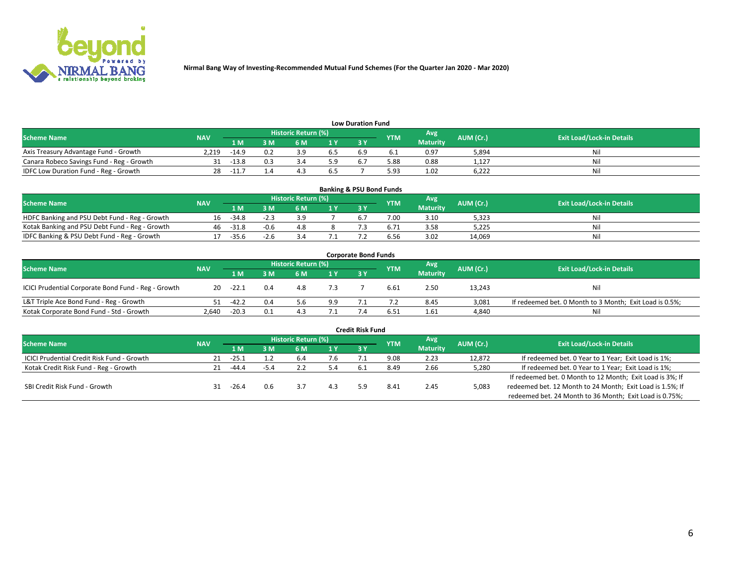**Nirmal Bang Way of Investing-Recommended Mutual Fund Schemes (For the Quarter Jan 2020 - Mar 2020)**

## Low Duration Fund

| Scheme Name | NAV | Historic Return (%) | | | | | YTM | Avg Maturity | AUM (Cr.) | Exit Load/Lock-in Details |
|---|---|---|---|---|---|---|---|---|---|---|
| | | 1 M | 3 M | 6 M | 1 Y | 3 Y | | | | |
| Axis Treasury Advantage Fund - Growth | 2,219 | -14.9 | 0.2 | 3.9 | 6.5 | 6.9 | 6.1 | 0.97 | 5,894 | Nil |
| Canara Robeco Savings Fund - Reg - Growth | 31 | -13.8 | 0.3 | 3.4 | 5.9 | 6.7 | 5.88 | 0.88 | 1,127 | Nil |
| IDFC Low Duration Fund - Reg - Growth | 28 | -11.7 | 1.4 | 4.3 | 6.5 | 7 | 5.93 | 1.02 | 6,222 | Nil |

## Banking & PSU Bond Funds

| Scheme Name | NAV | Historic Return (%) | | | | | YTM | Avg Maturity | AUM (Cr.) | Exit Load/Lock-in Details |
|---|---|---|---|---|---|---|---|---|---|---|
| | | 1 M | 3 M | 6 M | 1 Y | 3 Y | | | | |
| HDFC Banking and PSU Debt Fund - Reg - Growth | 16 | -34.8 | -2.3 | 3.9 | 7 | 6.7 | 7.00 | 3.10 | 5,323 | Nil |
| Kotak Banking and PSU Debt Fund - Reg - Growth | 46 | -31.8 | -0.6 | 4.8 | 8 | 7.3 | 6.71 | 3.58 | 5,225 | Nil |
| IDFC Banking & PSU Debt Fund - Reg - Growth | 17 | -35.6 | -2.6 | 3.4 | 7.1 | 7.2 | 6.56 | 3.02 | 14,069 | Nil |

## Corporate Bond Funds

| Scheme Name | NAV | Historic Return (%) | | | | | YTM | Avg Maturity | AUM (Cr.) | Exit Load/Lock-in Details |
|---|---|---|---|---|---|---|---|---|---|---|
| | | 1 M | 3 M | 6 M | 1 Y | 3 Y | | | | |
| ICICI Prudential Corporate Bond Fund - Reg - Growth | 20 | -22.1 | 0.4 | 4.8 | 7.3 | 7 | 6.61 | 2.50 | 13,243 | Nil |
| L&T Triple Ace Bond Fund - Reg - Growth | 51 | -42.2 | 0.4 | 5.6 | 9.9 | 7.1 | 7.2 | 8.45 | 3,081 | If redeemed bet. 0 Month to 3 Month; Exit Load is 0.5%; |
| Kotak Corporate Bond Fund - Std - Growth | 2,640 | -20.3 | 0.1 | 4.3 | 7.1 | 7.4 | 6.51 | 1.61 | 4,840 | Nil |

## Credit Risk Fund

| Scheme Name | NAV | Historic Return (%) | | | | | YTM | Avg Maturity | AUM (Cr.) | Exit Load/Lock-in Details |
|---|---|---|---|---|---|---|---|---|---|---|
| | | 1 M | 3 M | 6 M | 1 Y | 3 Y | | | | |
| ICICI Prudential Credit Risk Fund - Growth | 21 | -25.1 | 1.2 | 6.4 | 7.6 | 7.1 | 9.08 | 2.23 | 12,872 | If redeemed bet. 0 Year to 1 Year; Exit Load is 1%; |
| Kotak Credit Risk Fund - Reg - Growth | 21 | -44.4 | -5.4 | 2.2 | 5.4 | 6.1 | 8.49 | 2.66 | 5,280 | If redeemed bet. 0 Year to 1 Year; Exit Load is 1%; |
| SBI Credit Risk Fund - Growth | 31 | -26.4 | 0.6 | 3.7 | 4.3 | 5.9 | 8.41 | 2.45 | 5,083 | If redeemed bet. 0 Month to 12 Month; Exit Load is 3%; If redeemed bet. 12 Month to 24 Month; Exit Load is 1.5%; If redeemed bet. 24 Month to 36 Month; Exit Load is 0.75%; |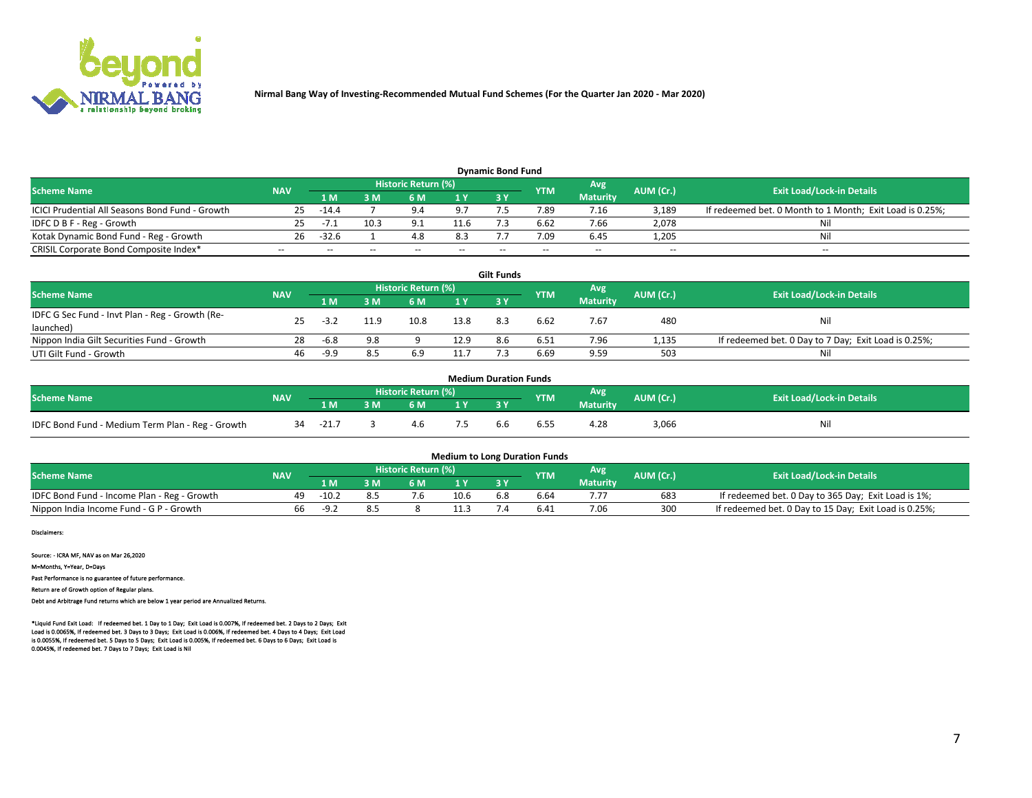Nirmal Bang Way of Investing-Recommended Mutual Fund Schemes (For the Quarter Jan 2020 - Mar 2020)

## Dynamic Bond Fund

| Scheme Name | NAV | Historic Return (%) | | | | | YTM | Avg Maturity | AUM (Cr.) | Exit Load/Lock-in Details |
|---|---|---|---|---|---|---|---|---|---|---|
| | | 1 M | 3 M | 6 M | 1 Y | 3 Y | | | | |
| ICICI Prudential All Seasons Bond Fund - Growth | 25 | -14.4 | 7 | 9.4 | 9.7 | 7.5 | 7.89 | 7.16 | 3,189 | If redeemed bet. 0 Month to 1 Month; Exit Load is 0.25%; |
| IDFC D B F - Reg - Growth | 25 | -7.1 | 10.3 | 9.1 | 11.6 | 7.3 | 6.62 | 7.66 | 2,078 | Nil |
| Kotak Dynamic Bond Fund - Reg - Growth | 26 | -32.6 | 1 | 4.8 | 8.3 | 7.7 | 7.09 | 6.45 | 1,205 | Nil |
| CRISIL Corporate Bond Composite Index* | -- | -- | -- | -- | -- | -- | -- | -- | -- | -- |

## Gilt Funds

| Scheme Name | NAV | Historic Return (%) | | | | | YTM | Avg Maturity | AUM (Cr.) | Exit Load/Lock-in Details |
|---|---|---|---|---|---|---|---|---|---|---|
| | | 1 M | 3 M | 6 M | 1 Y | 3 Y | | | | |
| IDFC G Sec Fund - Invt Plan - Reg - Growth (Re-launched) | 25 | -3.2 | 11.9 | 10.8 | 13.8 | 8.3 | 6.62 | 7.67 | 480 | Nil |
| Nippon India Gilt Securities Fund - Growth | 28 | -6.8 | 9.8 | 9 | 12.9 | 8.6 | 6.51 | 7.96 | 1,135 | If redeemed bet. 0 Day to 7 Day; Exit Load is 0.25%; |
| UTI Gilt Fund - Growth | 46 | -9.9 | 8.5 | 6.9 | 11.7 | 7.3 | 6.69 | 9.59 | 503 | Nil |

## Medium Duration Funds

| Scheme Name | NAV | Historic Return (%) | | | | | YTM | Avg Maturity | AUM (Cr.) | Exit Load/Lock-in Details |
|---|---|---|---|---|---|---|---|---|---|---|
| | | 1 M | 3 M | 6 M | 1 Y | 3 Y | | | | |
| IDFC Bond Fund - Medium Term Plan - Reg - Growth | 34 | -21.7 | 3 | 4.6 | 7.5 | 6.6 | 6.55 | 4.28 | 3,066 | Nil |

## Medium to Long Duration Funds

| Scheme Name | NAV | Historic Return (%) | | | | | YTM | Avg Maturity | AUM (Cr.) | Exit Load/Lock-in Details |
|---|---|---|---|---|---|---|---|---|---|---|
| | | 1 M | 3 M | 6 M | 1 Y | 3 Y | | | | |
| IDFC Bond Fund - Income Plan - Reg - Growth | 49 | -10.2 | 8.5 | 7.6 | 10.6 | 6.8 | 6.64 | 7.77 | 683 | If redeemed bet. 0 Day to 365 Day; Exit Load is 1%; |
| Nippon India Income Fund - G P - Growth | 66 | -9.2 | 8.5 | 8 | 11.3 | 7.4 | 6.41 | 7.06 | 300 | If redeemed bet. 0 Day to 15 Day; Exit Load is 0.25%; |

Disclaimers:

Source: - ICRA MF, NAV as on Mar 26,2020

M=Months, Y=Year, D=Days

Past Performance is no guarantee of future performance.

Return are of Growth option of Regular plans.

Debt and Arbitrage Fund returns which are below 1 year period are Annualized Returns.

*Liquid Fund Exit Load: If redeemed bet. 1 Day to 1 Day; Exit Load is 0.007%, If redeemed bet. 2 Days to 2 Days; Exit Load is 0.0065%, If redeemed bet. 3 Days to 3 Days; Exit Load is 0.006%, If redeemed bet. 4 Days to 4 Days; Exit Load is 0.0055%, If redeemed bet. 5 Days to 5 Days; Exit Load is 0.005%, If redeemed bet. 6 Days to 6 Days; Exit Load is 0.0045%, If redeemed bet. 7 Days to 7 Days; Exit Load is Nil